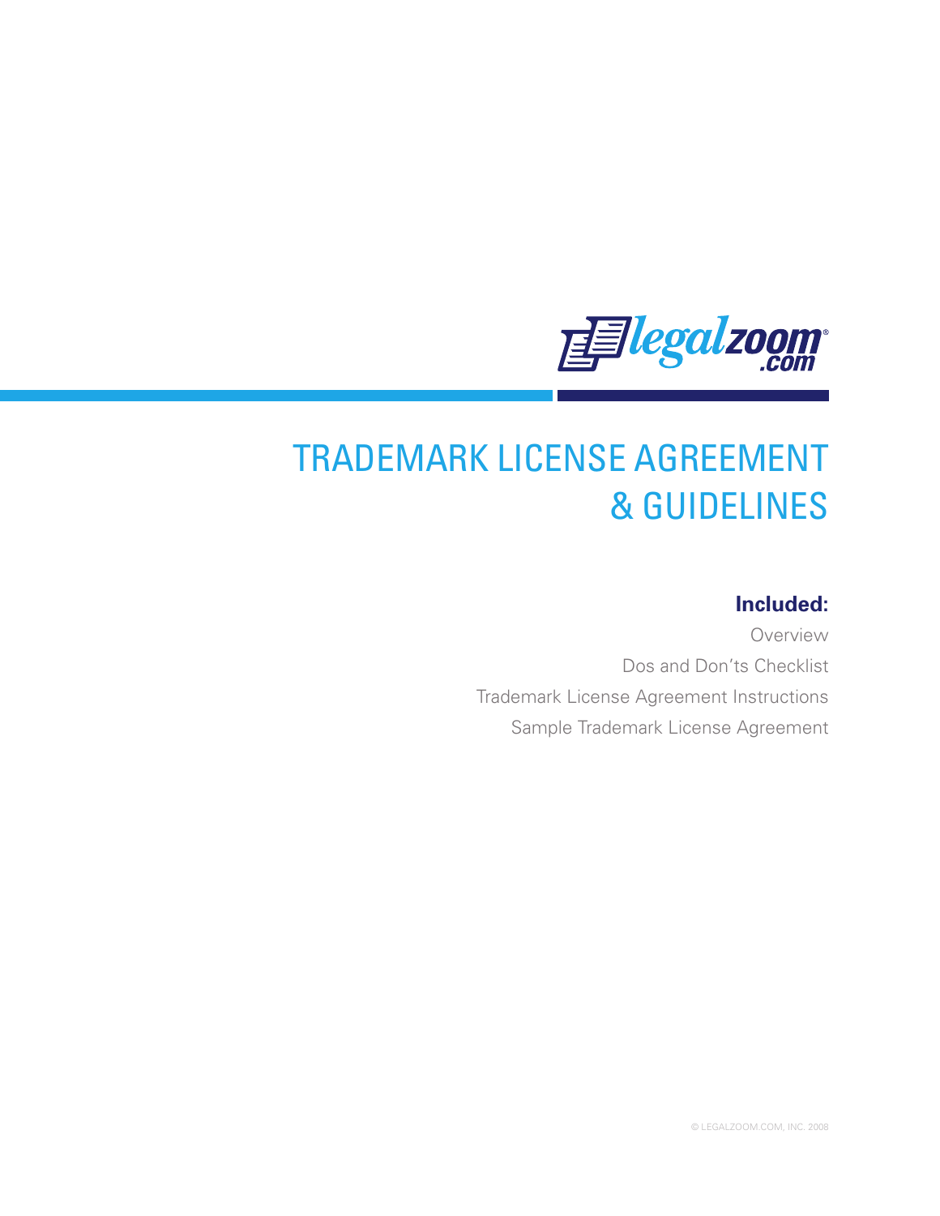legalzoom.com

# TRADEMARK LICENSE AGREEMENT & GUIDELINES

**Included:**

Overview

Dos and Don'ts Checklist

Trademark License Agreement Instructions

Sample Trademark License Agreement

© LEGALZOOM.COM, INC. 2008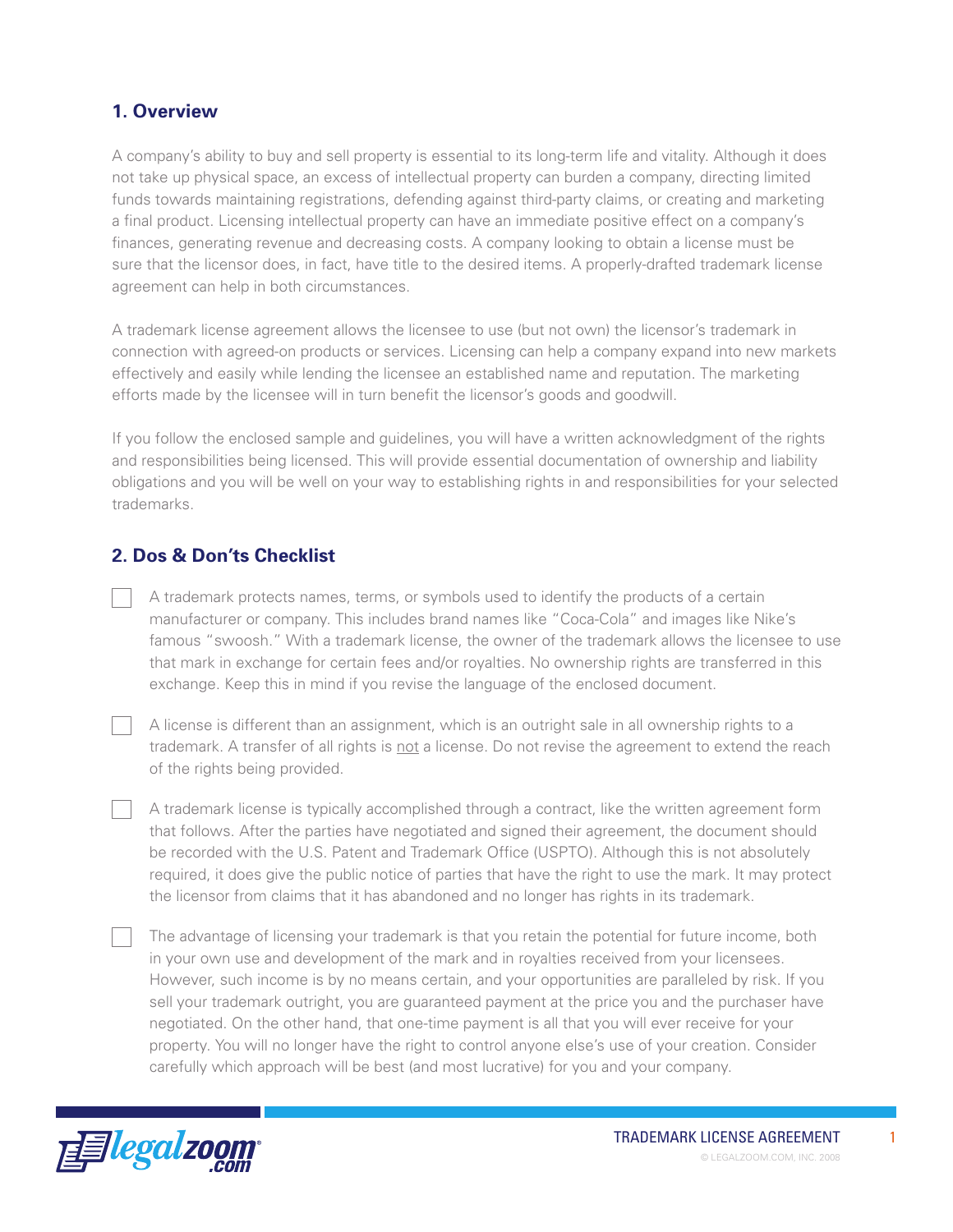## 1. Overview

A company's ability to buy and sell property is essential to its long-term life and vitality. Although it does not take up physical space, an excess of intellectual property can burden a company, directing limited funds towards maintaining registrations, defending against third-party claims, or creating and marketing a final product. Licensing intellectual property can have an immediate positive effect on a company's finances, generating revenue and decreasing costs. A company looking to obtain a license must be sure that the licensor does, in fact, have title to the desired items. A properly-drafted trademark license agreement can help in both circumstances.

A trademark license agreement allows the licensee to use (but not own) the licensor's trademark in connection with agreed-on products or services. Licensing can help a company expand into new markets effectively and easily while lending the licensee an established name and reputation. The marketing efforts made by the licensee will in turn benefit the licensor's goods and goodwill.

If you follow the enclosed sample and guidelines, you will have a written acknowledgment of the rights and responsibilities being licensed. This will provide essential documentation of ownership and liability obligations and you will be well on your way to establishing rights in and responsibilities for your selected trademarks.

## 2. Dos & Don'ts Checklist

- [ ] A trademark protects names, terms, or symbols used to identify the products of a certain manufacturer or company. This includes brand names like "Coca-Cola" and images like Nike's famous "swoosh." With a trademark license, the owner of the trademark allows the licensee to use that mark in exchange for certain fees and/or royalties. No ownership rights are transferred in this exchange. Keep this in mind if you revise the language of the enclosed document.

- [ ] A license is different than an assignment, which is an outright sale in all ownership rights to a trademark. A transfer of all rights is <u>not</u> a license. Do not revise the agreement to extend the reach of the rights being provided.

- [ ] A trademark license is typically accomplished through a contract, like the written agreement form that follows. After the parties have negotiated and signed their agreement, the document should be recorded with the U.S. Patent and Trademark Office (USPTO). Although this is not absolutely required, it does give the public notice of parties that have the right to use the mark. It may protect the licensor from claims that it has abandoned and no longer has rights in its trademark.

- [ ] The advantage of licensing your trademark is that you retain the potential for future income, both in your own use and development of the mark and in royalties received from your licensees. However, such income is by no means certain, and your opportunities are paralleled by risk. If you sell your trademark outright, you are guaranteed payment at the price you and the purchaser have negotiated. On the other hand, that one-time payment is all that you will ever receive for your property. You will no longer have the right to control anyone else's use of your creation. Consider carefully which approach will be best (and most lucrative) for you and your company.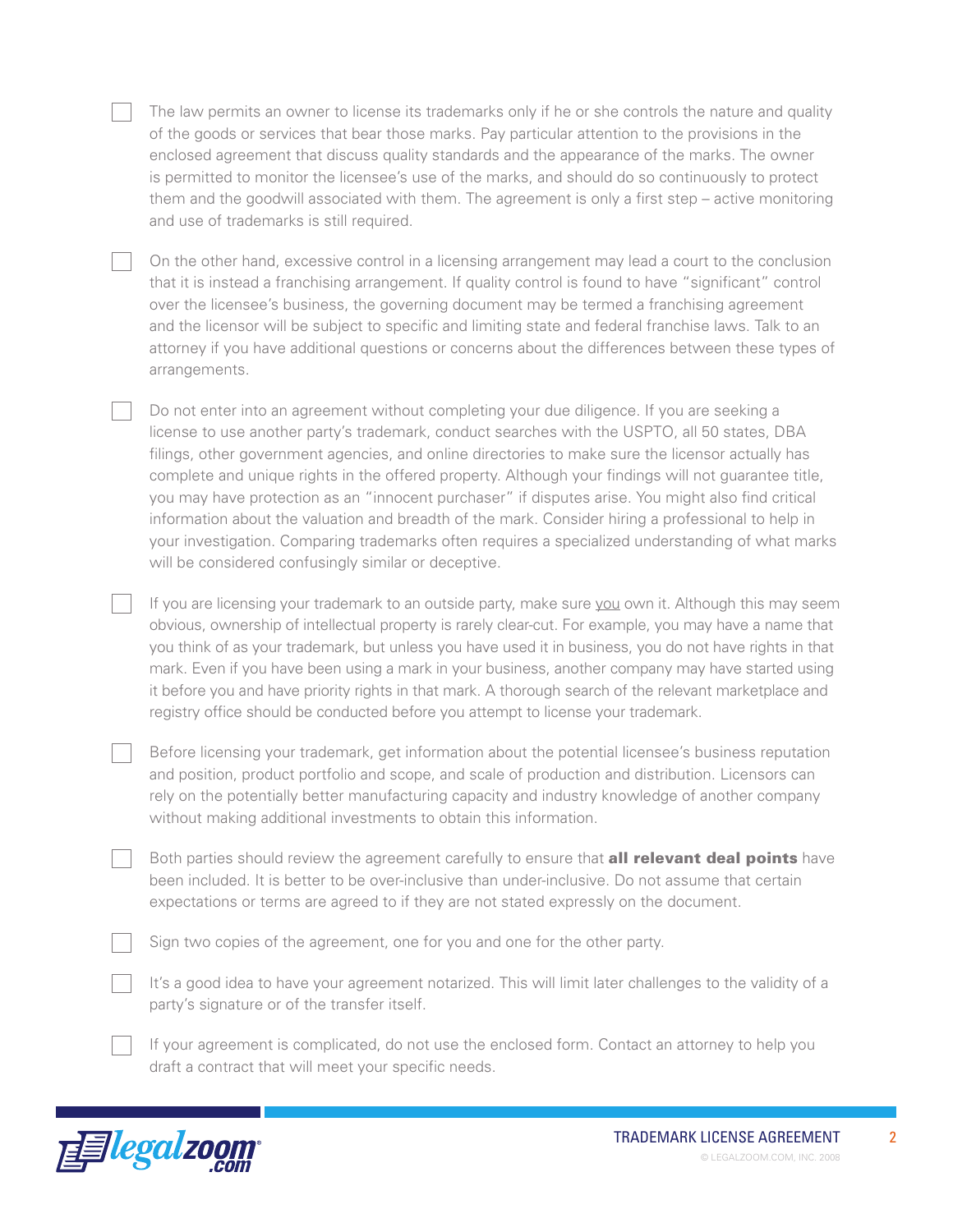- [ ] The law permits an owner to license its trademarks only if he or she controls the nature and quality of the goods or services that bear those marks. Pay particular attention to the provisions in the enclosed agreement that discuss quality standards and the appearance of the marks. The owner is permitted to monitor the licensee's use of the marks, and should do so continuously to protect them and the goodwill associated with them. The agreement is only a first step – active monitoring and use of trademarks is still required.

- [ ] On the other hand, excessive control in a licensing arrangement may lead a court to the conclusion that it is instead a franchising arrangement. If quality control is found to have "significant" control over the licensee's business, the governing document may be termed a franchising agreement and the licensor will be subject to specific and limiting state and federal franchise laws. Talk to an attorney if you have additional questions or concerns about the differences between these types of arrangements.

- [ ] Do not enter into an agreement without completing your due diligence. If you are seeking a license to use another party's trademark, conduct searches with the USPTO, all 50 states, DBA filings, other government agencies, and online directories to make sure the licensor actually has complete and unique rights in the offered property. Although your findings will not guarantee title, you may have protection as an "innocent purchaser" if disputes arise. You might also find critical information about the valuation and breadth of the mark. Consider hiring a professional to help in your investigation. Comparing trademarks often requires a specialized understanding of what marks will be considered confusingly similar or deceptive.

- [ ] If you are licensing your trademark to an outside party, make sure you own it. Although this may seem obvious, ownership of intellectual property is rarely clear-cut. For example, you may have a name that you think of as your trademark, but unless you have used it in business, you do not have rights in that mark. Even if you have been using a mark in your business, another company may have started using it before you and have priority rights in that mark. A thorough search of the relevant marketplace and registry office should be conducted before you attempt to license your trademark.

- [ ] Before licensing your trademark, get information about the potential licensee's business reputation and position, product portfolio and scope, and scale of production and distribution. Licensors can rely on the potentially better manufacturing capacity and industry knowledge of another company without making additional investments to obtain this information.

- [ ] Both parties should review the agreement carefully to ensure that **all relevant deal points** have been included. It is better to be over-inclusive than under-inclusive. Do not assume that certain expectations or terms are agreed to if they are not stated expressly on the document.

- [ ] Sign two copies of the agreement, one for you and one for the other party.

- [ ] It's a good idea to have your agreement notarized. This will limit later challenges to the validity of a party's signature or of the transfer itself.

- [ ] If your agreement is complicated, do not use the enclosed form. Contact an attorney to help you draft a contract that will meet your specific needs.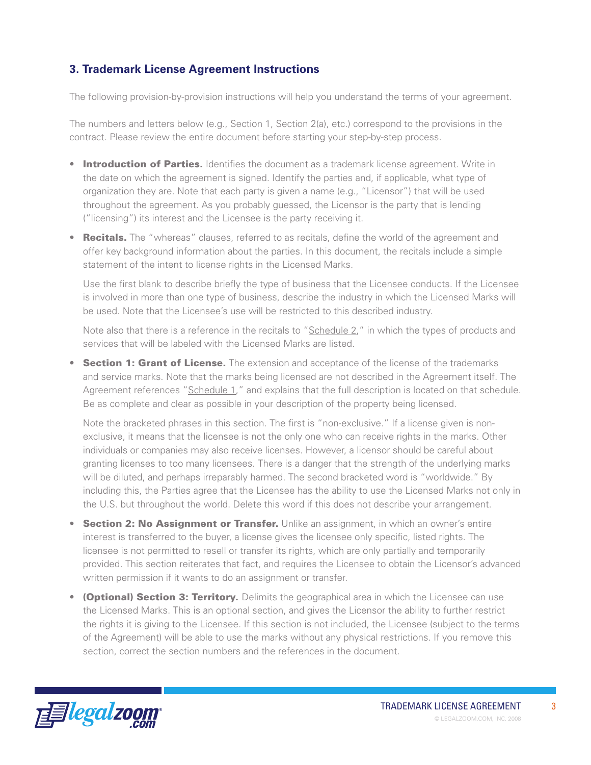## 3. Trademark License Agreement Instructions

The following provision-by-provision instructions will help you understand the terms of your agreement.

The numbers and letters below (e.g., Section 1, Section 2(a), etc.) correspond to the provisions in the contract. Please review the entire document before starting your step-by-step process.

- **Introduction of Parties.** Identifies the document as a trademark license agreement. Write in the date on which the agreement is signed. Identify the parties and, if applicable, what type of organization they are. Note that each party is given a name (e.g., "Licensor") that will be used throughout the agreement. As you probably guessed, the Licensor is the party that is lending ("licensing") its interest and the Licensee is the party receiving it.

- **Recitals.** The "whereas" clauses, referred to as recitals, define the world of the agreement and offer key background information about the parties. In this document, the recitals include a simple statement of the intent to license rights in the Licensed Marks.

  Use the first blank to describe briefly the type of business that the Licensee conducts. If the Licensee is involved in more than one type of business, describe the industry in which the Licensed Marks will be used. Note that the Licensee's use will be restricted to this described industry.

  Note also that there is a reference in the recitals to "Schedule 2," in which the types of products and services that will be labeled with the Licensed Marks are listed.

- **Section 1: Grant of License.** The extension and acceptance of the license of the trademarks and service marks. Note that the marks being licensed are not described in the Agreement itself. The Agreement references "Schedule 1," and explains that the full description is located on that schedule. Be as complete and clear as possible in your description of the property being licensed.

  Note the bracketed phrases in this section. The first is "non-exclusive." If a license given is non-exclusive, it means that the licensee is not the only one who can receive rights in the marks. Other individuals or companies may also receive licenses. However, a licensor should be careful about granting licenses to too many licensees. There is a danger that the strength of the underlying marks will be diluted, and perhaps irreparably harmed. The second bracketed word is "worldwide." By including this, the Parties agree that the Licensee has the ability to use the Licensed Marks not only in the U.S. but throughout the world. Delete this word if this does not describe your arrangement.

- **Section 2: No Assignment or Transfer.** Unlike an assignment, in which an owner's entire interest is transferred to the buyer, a license gives the licensee only specific, listed rights. The licensee is not permitted to resell or transfer its rights, which are only partially and temporarily provided. This section reiterates that fact, and requires the Licensee to obtain the Licensor's advanced written permission if it wants to do an assignment or transfer.

- **(Optional) Section 3: Territory.** Delimits the geographical area in which the Licensee can use the Licensed Marks. This is an optional section, and gives the Licensor the ability to further restrict the rights it is giving to the Licensee. If this section is not included, the Licensee (subject to the terms of the Agreement) will be able to use the marks without any physical restrictions. If you remove this section, correct the section numbers and the references in the document.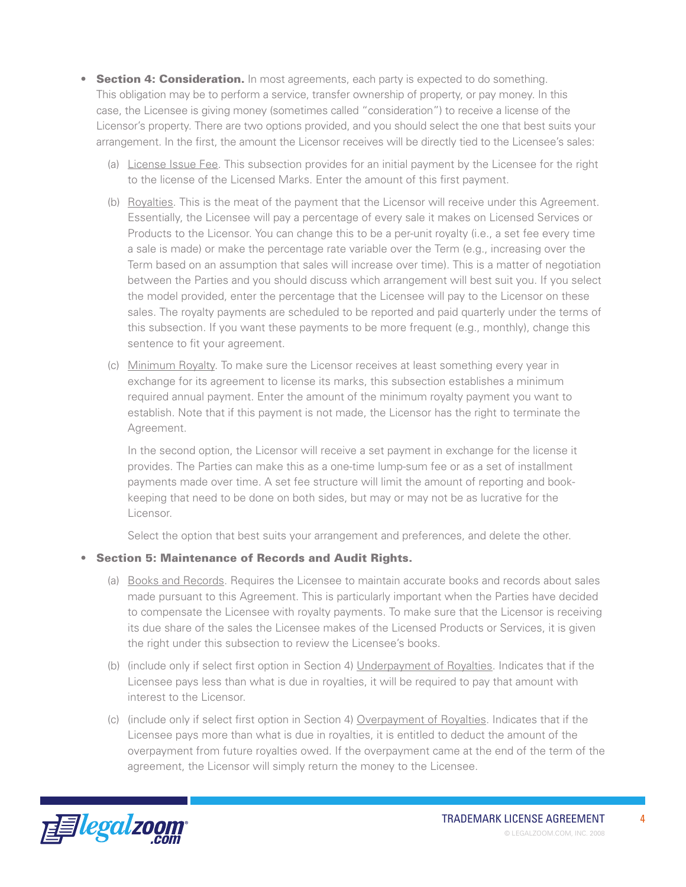- **Section 4: Consideration.** In most agreements, each party is expected to do something. This obligation may be to perform a service, transfer ownership of property, or pay money. In this case, the Licensee is giving money (sometimes called "consideration") to receive a license of the Licensor's property. There are two options provided, and you should select the one that best suits your arrangement. In the first, the amount the Licensor receives will be directly tied to the Licensee's sales:

  (a) License Issue Fee. This subsection provides for an initial payment by the Licensee for the right to the license of the Licensed Marks. Enter the amount of this first payment.

  (b) Royalties. This is the meat of the payment that the Licensor will receive under this Agreement. Essentially, the Licensee will pay a percentage of every sale it makes on Licensed Services or Products to the Licensor. You can change this to be a per-unit royalty (i.e., a set fee every time a sale is made) or make the percentage rate variable over the Term (e.g., increasing over the Term based on an assumption that sales will increase over time). This is a matter of negotiation between the Parties and you should discuss which arrangement will best suit you. If you select the model provided, enter the percentage that the Licensee will pay to the Licensor on these sales. The royalty payments are scheduled to be reported and paid quarterly under the terms of this subsection. If you want these payments to be more frequent (e.g., monthly), change this sentence to fit your agreement.

  (c) Minimum Royalty. To make sure the Licensor receives at least something every year in exchange for its agreement to license its marks, this subsection establishes a minimum required annual payment. Enter the amount of the minimum royalty payment you want to establish. Note that if this payment is not made, the Licensor has the right to terminate the Agreement.

  In the second option, the Licensor will receive a set payment in exchange for the license it provides. The Parties can make this as a one-time lump-sum fee or as a set of installment payments made over time. A set fee structure will limit the amount of reporting and book-keeping that need to be done on both sides, but may or may not be as lucrative for the Licensor.

  Select the option that best suits your arrangement and preferences, and delete the other.

- **Section 5: Maintenance of Records and Audit Rights.**

  (a) Books and Records. Requires the Licensee to maintain accurate books and records about sales made pursuant to this Agreement. This is particularly important when the Parties have decided to compensate the Licensee with royalty payments. To make sure that the Licensor is receiving its due share of the sales the Licensee makes of the Licensed Products or Services, it is given the right under this subsection to review the Licensee's books.

  (b) (include only if select first option in Section 4) Underpayment of Royalties. Indicates that if the Licensee pays less than what is due in royalties, it will be required to pay that amount with interest to the Licensor.

  (c) (include only if select first option in Section 4) Overpayment of Royalties. Indicates that if the Licensee pays more than what is due in royalties, it is entitled to deduct the amount of the overpayment from future royalties owed. If the overpayment came at the end of the term of the agreement, the Licensor will simply return the money to the Licensee.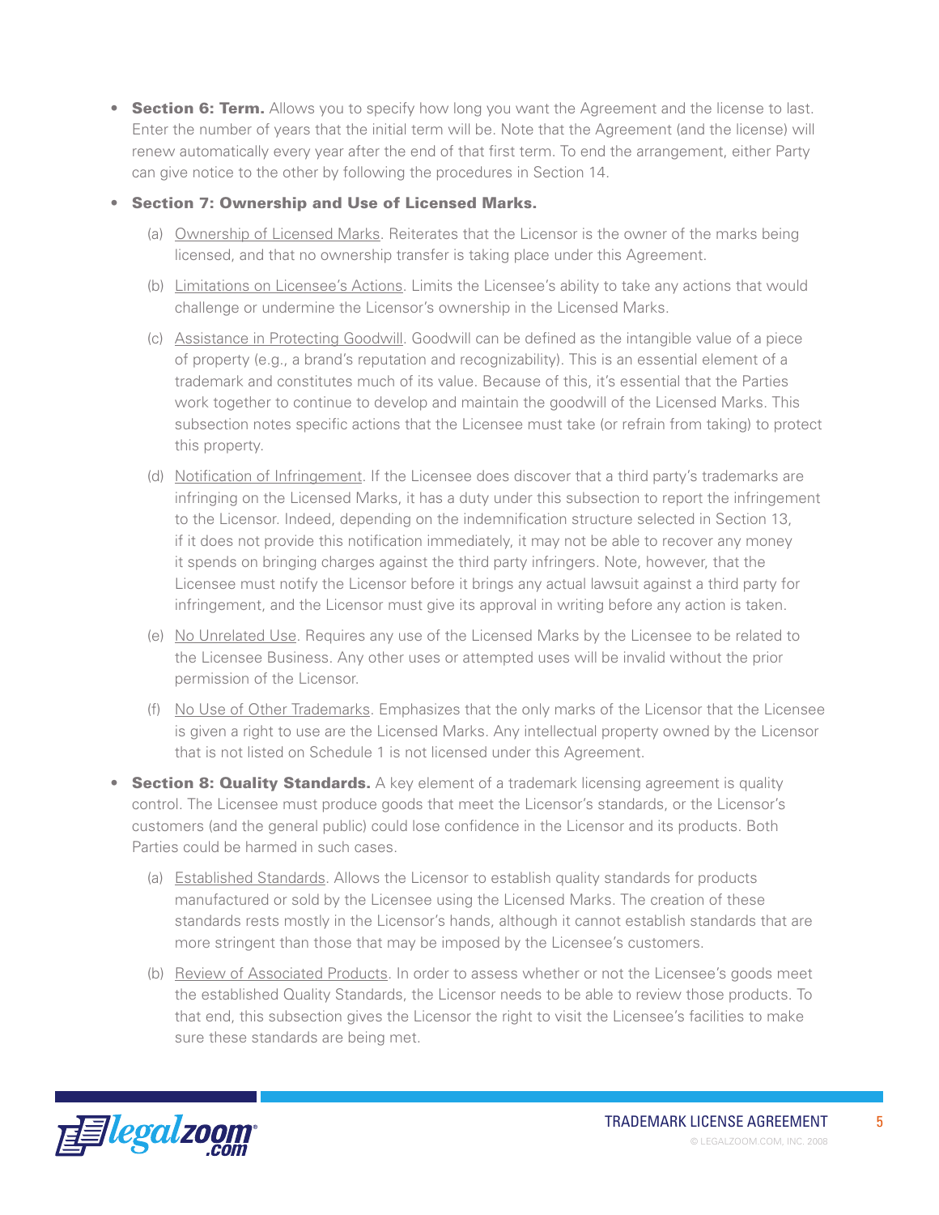- **Section 6: Term.** Allows you to specify how long you want the Agreement and the license to last. Enter the number of years that the initial term will be. Note that the Agreement (and the license) will renew automatically every year after the end of that first term. To end the arrangement, either Party can give notice to the other by following the procedures in Section 14.

- **Section 7: Ownership and Use of Licensed Marks.**

  (a) Ownership of Licensed Marks. Reiterates that the Licensor is the owner of the marks being licensed, and that no ownership transfer is taking place under this Agreement.

  (b) Limitations on Licensee's Actions. Limits the Licensee's ability to take any actions that would challenge or undermine the Licensor's ownership in the Licensed Marks.

  (c) Assistance in Protecting Goodwill. Goodwill can be defined as the intangible value of a piece of property (e.g., a brand's reputation and recognizability). This is an essential element of a trademark and constitutes much of its value. Because of this, it's essential that the Parties work together to continue to develop and maintain the goodwill of the Licensed Marks. This subsection notes specific actions that the Licensee must take (or refrain from taking) to protect this property.

  (d) Notification of Infringement. If the Licensee does discover that a third party's trademarks are infringing on the Licensed Marks, it has a duty under this subsection to report the infringement to the Licensor. Indeed, depending on the indemnification structure selected in Section 13, if it does not provide this notification immediately, it may not be able to recover any money it spends on bringing charges against the third party infringers. Note, however, that the Licensee must notify the Licensor before it brings any actual lawsuit against a third party for infringement, and the Licensor must give its approval in writing before any action is taken.

  (e) No Unrelated Use. Requires any use of the Licensed Marks by the Licensee to be related to the Licensee Business. Any other uses or attempted uses will be invalid without the prior permission of the Licensor.

  (f) No Use of Other Trademarks. Emphasizes that the only marks of the Licensor that the Licensee is given a right to use are the Licensed Marks. Any intellectual property owned by the Licensor that is not listed on Schedule 1 is not licensed under this Agreement.

- **Section 8: Quality Standards.** A key element of a trademark licensing agreement is quality control. The Licensee must produce goods that meet the Licensor's standards, or the Licensor's customers (and the general public) could lose confidence in the Licensor and its products. Both Parties could be harmed in such cases.

  (a) Established Standards. Allows the Licensor to establish quality standards for products manufactured or sold by the Licensee using the Licensed Marks. The creation of these standards rests mostly in the Licensor's hands, although it cannot establish standards that are more stringent than those that may be imposed by the Licensee's customers.

  (b) Review of Associated Products. In order to assess whether or not the Licensee's goods meet the established Quality Standards, the Licensor needs to be able to review those products. To that end, this subsection gives the Licensor the right to visit the Licensee's facilities to make sure these standards are being met.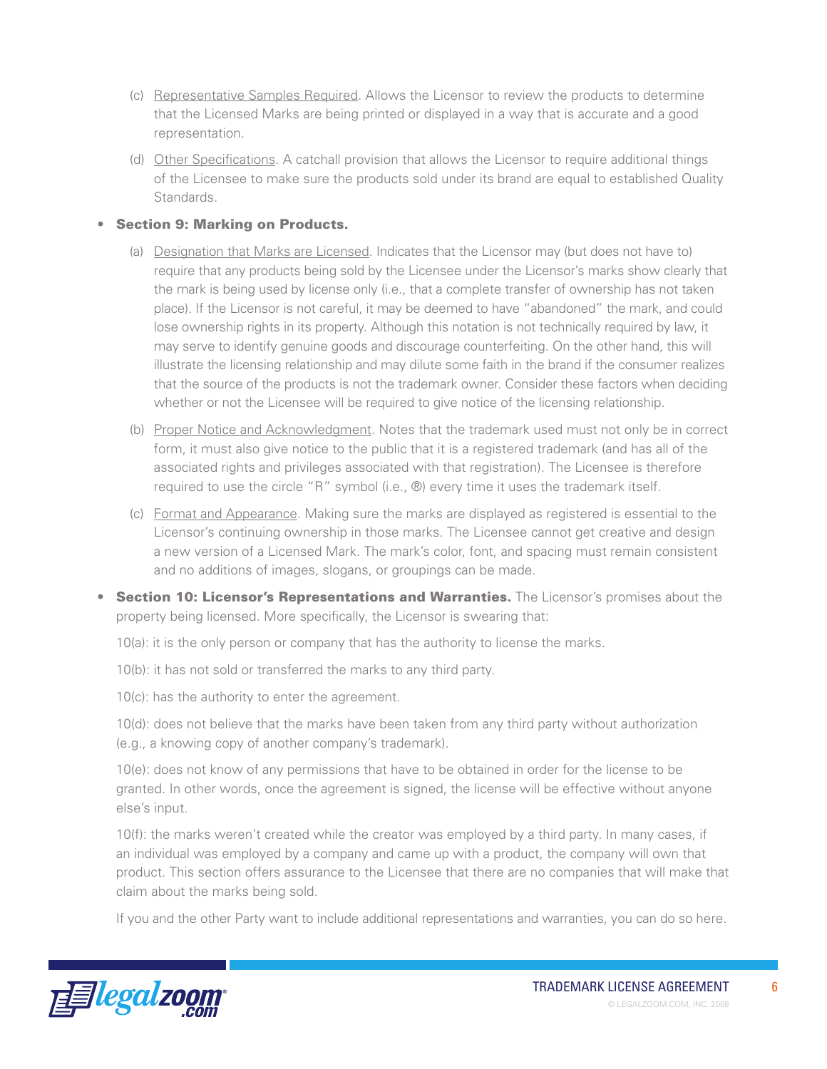(c) Representative Samples Required. Allows the Licensor to review the products to determine that the Licensed Marks are being printed or displayed in a way that is accurate and a good representation.

(d) Other Specifications. A catchall provision that allows the Licensor to require additional things of the Licensee to make sure the products sold under its brand are equal to established Quality Standards.

- **Section 9: Marking on Products.**

  (a) Designation that Marks are Licensed. Indicates that the Licensor may (but does not have to) require that any products being sold by the Licensee under the Licensor's marks show clearly that the mark is being used by license only (i.e., that a complete transfer of ownership has not taken place). If the Licensor is not careful, it may be deemed to have "abandoned" the mark, and could lose ownership rights in its property. Although this notation is not technically required by law, it may serve to identify genuine goods and discourage counterfeiting. On the other hand, this will illustrate the licensing relationship and may dilute some faith in the brand if the consumer realizes that the source of the products is not the trademark owner. Consider these factors when deciding whether or not the Licensee will be required to give notice of the licensing relationship.

  (b) Proper Notice and Acknowledgment. Notes that the trademark used must not only be in correct form, it must also give notice to the public that it is a registered trademark (and has all of the associated rights and privileges associated with that registration). The Licensee is therefore required to use the circle "R" symbol (i.e., ®) every time it uses the trademark itself.

  (c) Format and Appearance. Making sure the marks are displayed as registered is essential to the Licensor's continuing ownership in those marks. The Licensee cannot get creative and design a new version of a Licensed Mark. The mark's color, font, and spacing must remain consistent and no additions of images, slogans, or groupings can be made.

- **Section 10: Licensor's Representations and Warranties.** The Licensor's promises about the property being licensed. More specifically, the Licensor is swearing that:

  10(a): it is the only person or company that has the authority to license the marks.

  10(b): it has not sold or transferred the marks to any third party.

  10(c): has the authority to enter the agreement.

  10(d): does not believe that the marks have been taken from any third party without authorization (e.g., a knowing copy of another company's trademark).

  10(e): does not know of any permissions that have to be obtained in order for the license to be granted. In other words, once the agreement is signed, the license will be effective without anyone else's input.

  10(f): the marks weren't created while the creator was employed by a third party. In many cases, if an individual was employed by a company and came up with a product, the company will own that product. This section offers assurance to the Licensee that there are no companies that will make that claim about the marks being sold.

  If you and the other Party want to include additional representations and warranties, you can do so here.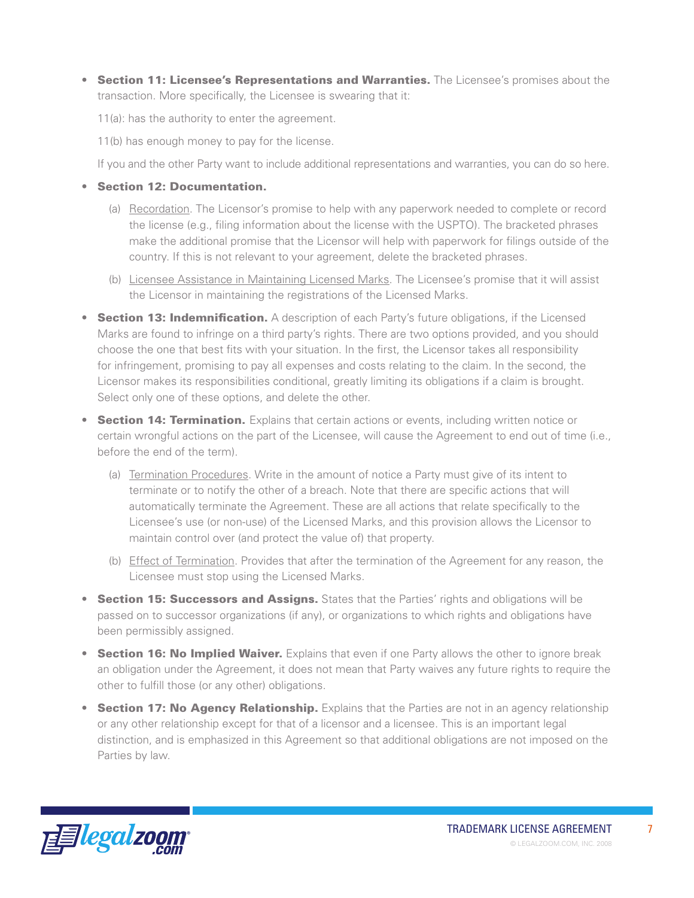- **Section 11: Licensee's Representations and Warranties.** The Licensee's promises about the transaction. More specifically, the Licensee is swearing that it:

  11(a): has the authority to enter the agreement.

  11(b) has enough money to pay for the license.

  If you and the other Party want to include additional representations and warranties, you can do so here.

- **Section 12: Documentation.**

  (a) Recordation. The Licensor's promise to help with any paperwork needed to complete or record the license (e.g., filing information about the license with the USPTO). The bracketed phrases make the additional promise that the Licensor will help with paperwork for filings outside of the country. If this is not relevant to your agreement, delete the bracketed phrases.

  (b) Licensee Assistance in Maintaining Licensed Marks. The Licensee's promise that it will assist the Licensor in maintaining the registrations of the Licensed Marks.

- **Section 13: Indemnification.** A description of each Party's future obligations, if the Licensed Marks are found to infringe on a third party's rights. There are two options provided, and you should choose the one that best fits with your situation. In the first, the Licensor takes all responsibility for infringement, promising to pay all expenses and costs relating to the claim. In the second, the Licensor makes its responsibilities conditional, greatly limiting its obligations if a claim is brought. Select only one of these options, and delete the other.

- **Section 14: Termination.** Explains that certain actions or events, including written notice or certain wrongful actions on the part of the Licensee, will cause the Agreement to end out of time (i.e., before the end of the term).

  (a) Termination Procedures. Write in the amount of notice a Party must give of its intent to terminate or to notify the other of a breach. Note that there are specific actions that will automatically terminate the Agreement. These are all actions that relate specifically to the Licensee's use (or non-use) of the Licensed Marks, and this provision allows the Licensor to maintain control over (and protect the value of) that property.

  (b) Effect of Termination. Provides that after the termination of the Agreement for any reason, the Licensee must stop using the Licensed Marks.

- **Section 15: Successors and Assigns.** States that the Parties' rights and obligations will be passed on to successor organizations (if any), or organizations to which rights and obligations have been permissibly assigned.

- **Section 16: No Implied Waiver.** Explains that even if one Party allows the other to ignore break an obligation under the Agreement, it does not mean that Party waives any future rights to require the other to fulfill those (or any other) obligations.

- **Section 17: No Agency Relationship.** Explains that the Parties are not in an agency relationship or any other relationship except for that of a licensor and a licensee. This is an important legal distinction, and is emphasized in this Agreement so that additional obligations are not imposed on the Parties by law.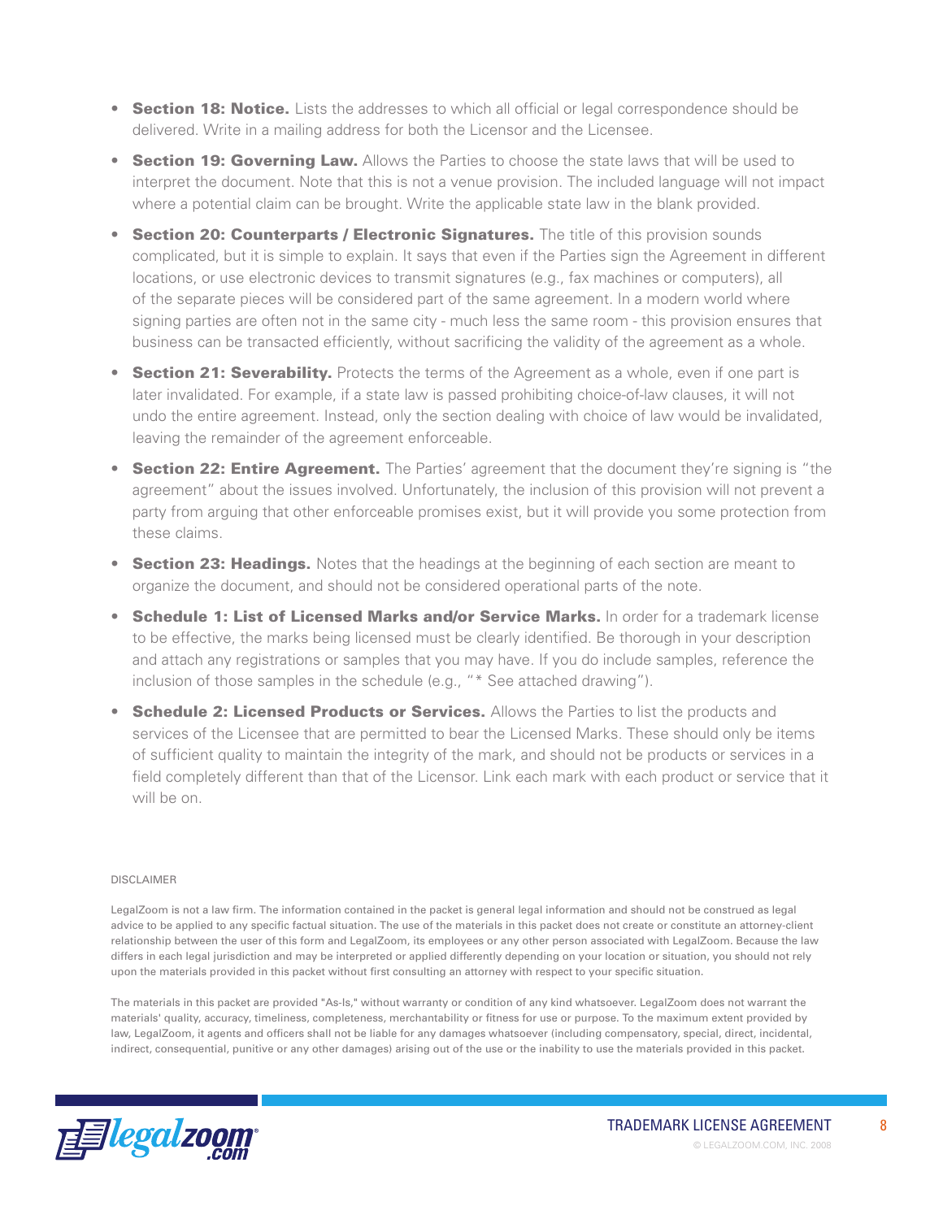- **Section 18: Notice.** Lists the addresses to which all official or legal correspondence should be delivered. Write in a mailing address for both the Licensor and the Licensee.
- **Section 19: Governing Law.** Allows the Parties to choose the state laws that will be used to interpret the document. Note that this is not a venue provision. The included language will not impact where a potential claim can be brought. Write the applicable state law in the blank provided.
- **Section 20: Counterparts / Electronic Signatures.** The title of this provision sounds complicated, but it is simple to explain. It says that even if the Parties sign the Agreement in different locations, or use electronic devices to transmit signatures (e.g., fax machines or computers), all of the separate pieces will be considered part of the same agreement. In a modern world where signing parties are often not in the same city - much less the same room - this provision ensures that business can be transacted efficiently, without sacrificing the validity of the agreement as a whole.
- **Section 21: Severability.** Protects the terms of the Agreement as a whole, even if one part is later invalidated. For example, if a state law is passed prohibiting choice-of-law clauses, it will not undo the entire agreement. Instead, only the section dealing with choice of law would be invalidated, leaving the remainder of the agreement enforceable.
- **Section 22: Entire Agreement.** The Parties' agreement that the document they're signing is "the agreement" about the issues involved. Unfortunately, the inclusion of this provision will not prevent a party from arguing that other enforceable promises exist, but it will provide you some protection from these claims.
- **Section 23: Headings.** Notes that the headings at the beginning of each section are meant to organize the document, and should not be considered operational parts of the note.
- **Schedule 1: List of Licensed Marks and/or Service Marks.** In order for a trademark license to be effective, the marks being licensed must be clearly identified. Be thorough in your description and attach any registrations or samples that you may have. If you do include samples, reference the inclusion of those samples in the schedule (e.g., "* See attached drawing").
- **Schedule 2: Licensed Products or Services.** Allows the Parties to list the products and services of the Licensee that are permitted to bear the Licensed Marks. These should only be items of sufficient quality to maintain the integrity of the mark, and should not be products or services in a field completely different than that of the Licensor. Link each mark with each product or service that it will be on.

DISCLAIMER

LegalZoom is not a law firm. The information contained in the packet is general legal information and should not be construed as legal advice to be applied to any specific factual situation. The use of the materials in this packet does not create or constitute an attorney-client relationship between the user of this form and LegalZoom, its employees or any other person associated with LegalZoom. Because the law differs in each legal jurisdiction and may be interpreted or applied differently depending on your location or situation, you should not rely upon the materials provided in this packet without first consulting an attorney with respect to your specific situation.

The materials in this packet are provided "As-Is," without warranty or condition of any kind whatsoever. LegalZoom does not warrant the materials' quality, accuracy, timeliness, completeness, merchantability or fitness for use or purpose. To the maximum extent provided by law, LegalZoom, it agents and officers shall not be liable for any damages whatsoever (including compensatory, special, direct, incidental, indirect, consequential, punitive or any other damages) arising out of the use or the inability to use the materials provided in this packet.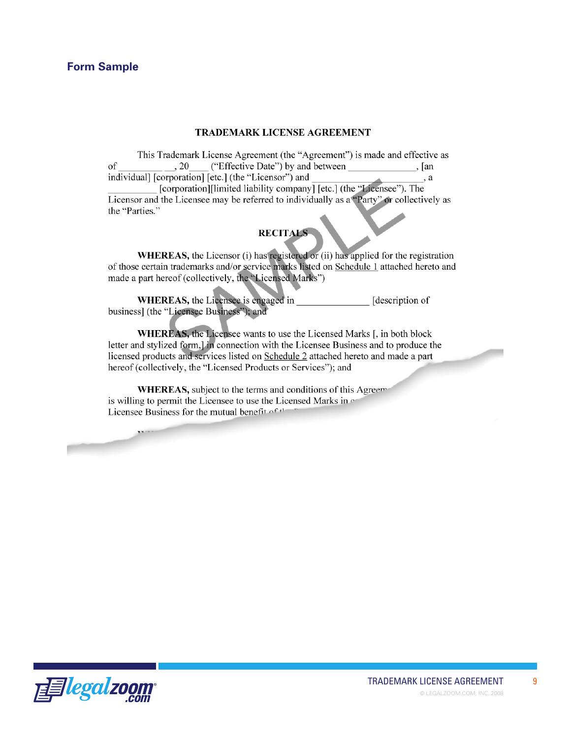## Form Sample

**TRADEMARK LICENSE AGREEMENT**

This Trademark License Agreement (the "Agreement") is made and effective as of _________ __, 20____ ("Effective Date") by and between ______________, [an individual] [corporation] [etc.] (the "Licensor") and ______________________, a __________ [corporation][limited liability company] [etc.] (the "Licensee"). The Licensor and the Licensee may be referred to individually as a "Party" or collectively as the "Parties."

**RECITALS**

**WHEREAS,** the Licensor (i) has registered or (ii) has applied for the registration of those certain trademarks and/or service marks listed on Schedule 1 attached hereto and made a part hereof (collectively, the "Licensed Marks")

**WHEREAS,** the Licensee is engaged in _______________ [description of business] (the "Licensee Business"); and

**WHEREAS,** the Licensee wants to use the Licensed Marks [, in both block letter and stylized form,] in connection with the Licensee Business and to produce the licensed products and services listed on Schedule 2 attached hereto and made a part hereof (collectively, the "Licensed Products or Services"); and

**WHEREAS,** subject to the terms and conditions of this Agreem... is willing to permit the Licensee to use the Licensed Marks in c... Licensee Business for the mutual benefit of th...